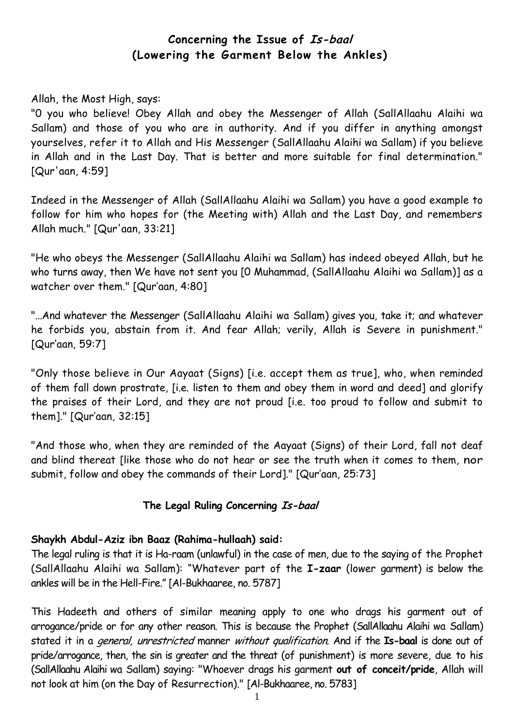## Concerning the Issue of *Is-baal*
## (Lowering the Garment Below the Ankles)

Allah, the Most High, says:

"0 you who believe! Obey Allah and obey the Messenger of Allah (SallAllaahu Alaihi wa Sallam) and those of you who are in authority. And if you differ in anything amongst yourselves, refer it to Allah and His Messenger (SallAllaahu Alaihi wa Sallam) if you believe in Allah and in the Last Day. That is better and more suitable for final determination." [Qur'aan, 4:59]

Indeed in the Messenger of Allah (SallAllaahu Alaihi wa Sallam) you have a good example to follow for him who hopes for (the Meeting with) Allah and the Last Day, and remembers Allah much." [Qur'aan, 33:21]

"He who obeys the Messenger (SallAllaahu Alaihi wa Sallam) has indeed obeyed Allah, but he who turns away, then We have not sent you [0 Muhammad, (SallAllaahu Alaihi wa Sallam)] as a watcher over them." [Qur'aan, 4:80]

"...And whatever the Messenger (SallAllaahu Alaihi wa Sallam) gives you, take it; and whatever he forbids you, abstain from it. And fear Allah; verily, Allah is Severe in punishment." [Qur'aan, 59:7]

"Only those believe in Our Aayaat (Signs) [i.e. accept them as true], who, when reminded of them fall down prostrate, [i.e. listen to them and obey them in word and deed] and glorify the praises of their Lord, and they are not proud [i.e. too proud to follow and submit to them]." [Qur'aan, 32:15]

"And those who, when they are reminded of the Aayaat (Signs) of their Lord, fall not deaf and blind thereat [like those who do not hear or see the truth when it comes to them, nor submit, follow and obey the commands of their Lord]." [Qur'aan, 25:73]

### The Legal Ruling Concerning *Is-baal*

**Shaykh Abdul-Aziz ibn Baaz (Rahima-hullaah) said:**

The legal ruling is that it is Ha-raam (unlawful) in the case of men, due to the saying of the Prophet (SallAllaahu Alaihi wa Sallam): "Whatever part of the **I-zaar** (lower garment) is below the ankles will be in the Hell-Fire." [Al-Bukhaaree, no. 5787]

This Hadeeth and others of similar meaning apply to one who drags his garment out of arrogance/pride or for any other reason. This is because the Prophet (SallAllaahu Alaihi wa Sallam) stated it in a *general, unrestricted* manner *without qualification*. And if the **Is-baal** is done out of pride/arrogance, then, the sin is greater and the threat (of punishment) is more severe, due to his (SallAllaahu Alaihi wa Sallam) saying: "Whoever drags his garment **out of conceit/pride**, Allah will not look at him (on the Day of Resurrection)." [Al-Bukhaaree, no. 5783]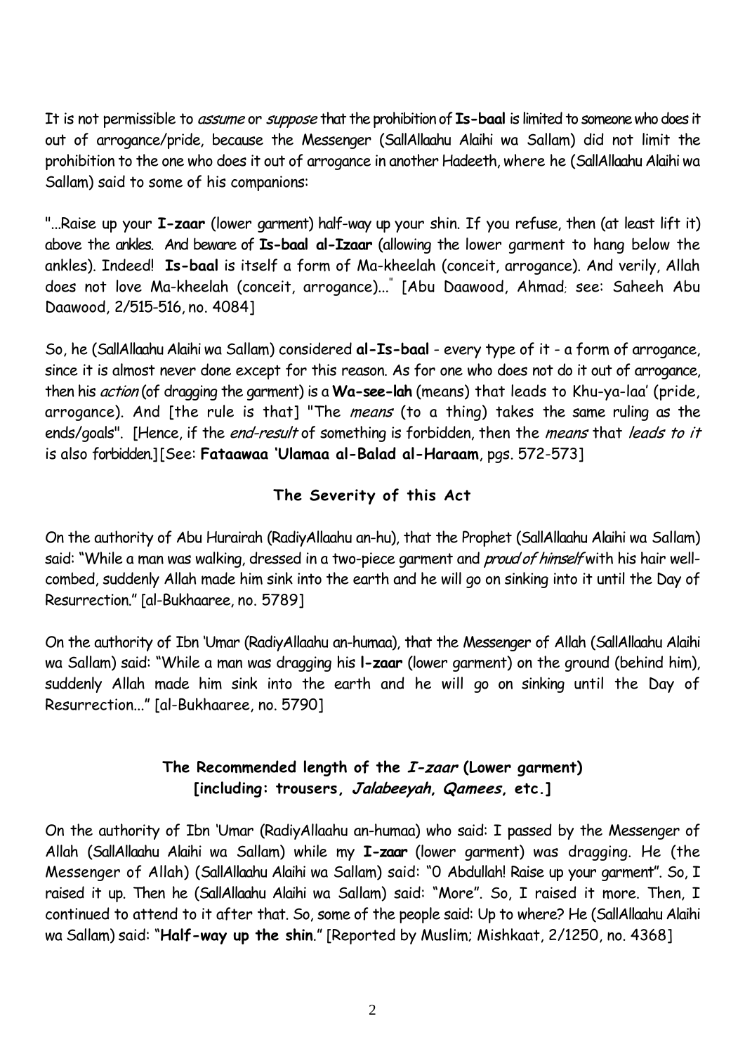It is not permissible to *assume* or *suppose* that the prohibition of **Is-baal** is limited to someone who does it out of arrogance/pride, because the Messenger (SallAllaahu Alaihi wa Sallam) did not limit the prohibition to the one who does it out of arrogance in another Hadeeth, where he (SallAllaahu Alaihi wa Sallam) said to some of his companions:

"...Raise up your **I-zaar** (lower garment) half-way up your shin. If you refuse, then (at least lift it) above the ankles. And beware of **Is-baal al-Izaar** (allowing the lower garment to hang below the ankles). Indeed! **Is-baal** is itself a form of Ma-kheelah (conceit, arrogance). And verily, Allah does not love Ma-kheelah (conceit, arrogance)..." [Abu Daawood, Ahmad; see: Saheeh Abu Daawood, 2/515-516, no. 4084]

So, he (SallAllaahu Alaihi wa Sallam) considered **al-Is-baal** - every type of it - a form of arrogance, since it is almost never done except for this reason. As for one who does not do it out of arrogance, then his *action* (of dragging the garment) is a **Wa-see-lah** (means) that leads to Khu-ya-laa' (pride, arrogance). And [the rule is that] "The *means* (to a thing) takes the same ruling as the ends/goals". [Hence, if the *end-result* of something is forbidden, then the *means* that *leads to it* is also forbidden.] [See: **Fataawaa 'Ulamaa al-Balad al-Haraam**, pgs. 572-573]

### The Severity of this Act

On the authority of Abu Hurairah (RadiyAllaahu an-hu), that the Prophet (SallAllaahu Alaihi wa Sallam) said: "While a man was walking, dressed in a two-piece garment and *proud of himself* with his hair well-combed, suddenly Allah made him sink into the earth and he will go on sinking into it until the Day of Resurrection." [al-Bukhaaree, no. 5789]

On the authority of Ibn 'Umar (RadiyAllaahu an-humaa), that the Messenger of Allah (SallAllaahu Alaihi wa Sallam) said: "While a man was dragging his **I-zaar** (lower garment) on the ground (behind him), suddenly Allah made him sink into the earth and he will go on sinking until the Day of Resurrection..." [al-Bukhaaree, no. 5790]

### The Recommended length of the *I-zaar* (Lower garment) [including: trousers, *Jalabeeyah*, *Qamees*, etc.]

On the authority of Ibn 'Umar (RadiyAllaahu an-humaa) who said: I passed by the Messenger of Allah (SallAllaahu Alaihi wa Sallam) while my **I-zaar** (lower garment) was dragging. He (the Messenger of Allah) (SallAllaahu Alaihi wa Sallam) said: "O Abdullah! Raise up your garment". So, I raised it up. Then he (SallAllaahu Alaihi wa Sallam) said: "More". So, I raised it more. Then, I continued to attend to it after that. So, some of the people said: Up to where? He (SallAllaahu Alaihi wa Sallam) said: "**Half-way up the shin**." [Reported by Muslim; Mishkaat, 2/1250, no. 4368]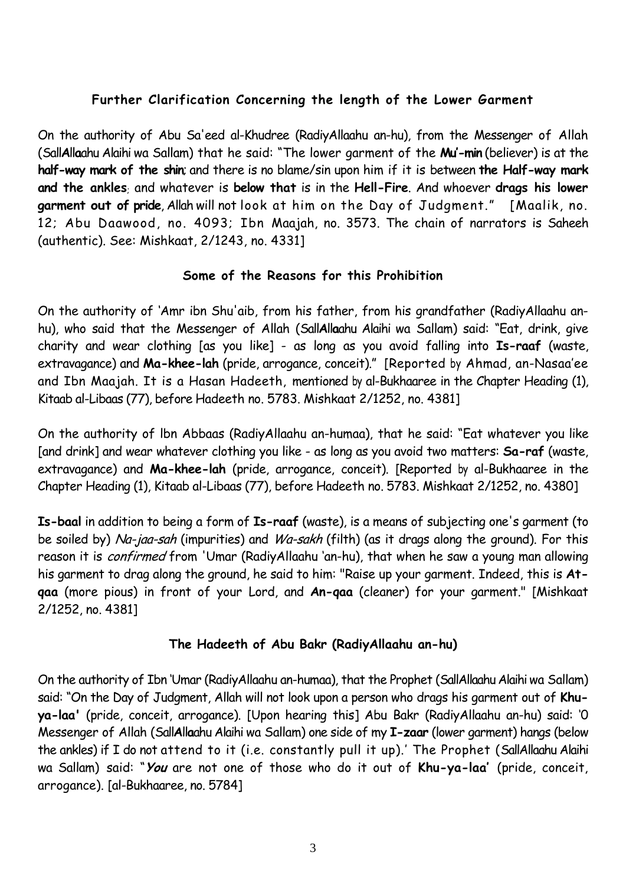### Further Clarification Concerning the length of the Lower Garment

On the authority of Abu Sa'eed al-Khudree (RadiyAllaahu an-hu), from the Messenger of Allah (SallAllaahu Alaihi wa Sallam) that he said: "The lower garment of the **Mu'-min** (believer) is at the **half-way mark of the shin**; and there is no blame/sin upon him if it is between **the Half-way mark and the ankles**; and whatever is **below that** is in the **Hell-Fire**. And whoever **drags his lower garment out of pride**, Allah will not look at him on the Day of Judgment." [Maalik, no. 12; Abu Daawood, no. 4093; Ibn Maajah, no. 3573. The chain of narrators is Saheeh (authentic). See: Mishkaat, 2/1243, no. 4331]

### Some of the Reasons for this Prohibition

On the authority of 'Amr ibn Shu'aib, from his father, from his grandfather (RadiyAllaahu an-hu), who said that the Messenger of Allah (SallAllaahu Alaihi wa Sallam) said: "Eat, drink, give charity and wear clothing [as you like] - as long as you avoid falling into **Is-raaf** (waste, extravagance) and **Ma-khee-lah** (pride, arrogance, conceit)." [Reported by Ahmad, an-Nasaa'ee and Ibn Maajah. It is a Hasan Hadeeth, mentioned by al-Bukhaaree in the Chapter Heading (1), Kitaab al-Libaas (77), before Hadeeth no. 5783. Mishkaat 2/1252, no. 4381]

On the authority of Ibn Abbaas (RadiyAllaahu an-humaa), that he said: "Eat whatever you like [and drink] and wear whatever clothing you like - as long as you avoid two matters: **Sa-raf** (waste, extravagance) and **Ma-khee-lah** (pride, arrogance, conceit). [Reported by al-Bukhaaree in the Chapter Heading (1), Kitaab al-Libaas (77), before Hadeeth no. 5783. Mishkaat 2/1252, no. 4380]

**Is-baal** in addition to being a form of **Is-raaf** (waste), is a means of subjecting one's garment (to be soiled by) *Na-jaa-sah* (impurities) and *Wa-sakh* (filth) (as it drags along the ground). For this reason it is *confirmed* from 'Umar (RadiyAllaahu 'an-hu), that when he saw a young man allowing his garment to drag along the ground, he said to him: "Raise up your garment. Indeed, this is **At-qaa** (more pious) in front of your Lord, and **An-qaa** (cleaner) for your garment." [Mishkaat 2/1252, no. 4381]

### The Hadeeth of Abu Bakr (RadiyAllaahu an-hu)

On the authority of Ibn 'Umar (RadiyAllaahu an-humaa), that the Prophet (SallAllaahu Alaihi wa Sallam) said: "On the Day of Judgment, Allah will not look upon a person who drags his garment out of **Khu-ya-laa'** (pride, conceit, arrogance). [Upon hearing this] Abu Bakr (RadiyAllaahu an-hu) said: 'O Messenger of Allah (SallAllaahu Alaihi wa Sallam) one side of my **I-zaar** (lower garment) hangs (below the ankles) if I do not attend to it (i.e. constantly pull it up).' The Prophet (SallAllaahu Alaihi wa Sallam) said: "***You*** are not one of those who do it out of **Khu-ya-laa'** (pride, conceit, arrogance). [al-Bukhaaree, no. 5784]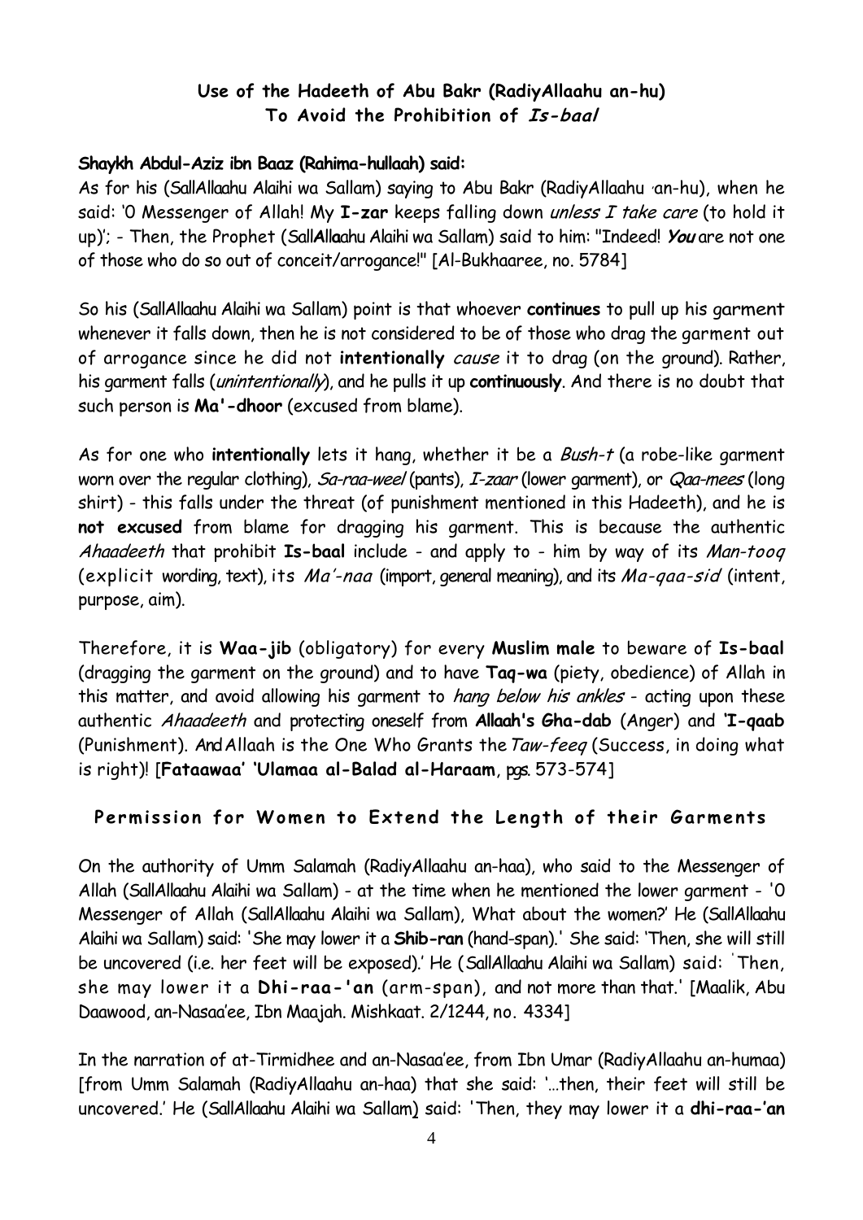## Use of the Hadeeth of Abu Bakr (RadiyAllaahu an-hu) To Avoid the Prohibition of *Is-baal*

**Shaykh Abdul-Aziz ibn Baaz (Rahima-hullaah) said:**

As for his (SallAllaahu Alaihi wa Sallam) saying to Abu Bakr (RadiyAllaahu an-hu), when he said: 'O Messenger of Allah! My **I-zar** keeps falling down *unless I take care* (to hold it up)'; - Then, the Prophet (SallAllaahu Alaihi wa Sallam) said to him: "Indeed! ***You*** are not one of those who do so out of conceit/arrogance!" [Al-Bukhaaree, no. 5784]

So his (SallAllaahu Alaihi wa Sallam) point is that whoever **continues** to pull up his garment whenever it falls down, then he is not considered to be of those who drag the garment out of arrogance since he did not **intentionally** *cause* it to drag (on the ground). Rather, his garment falls (*unintentionally*), and he pulls it up **continuously**. And there is no doubt that such person is **Ma'-dhoor** (excused from blame).

As for one who **intentionally** lets it hang, whether it be a *Bush-t* (a robe-like garment worn over the regular clothing), *Sa-raa-weel* (pants), *I-zaar* (lower garment), or *Qaa-mees* (long shirt) - this falls under the threat (of punishment mentioned in this Hadeeth), and he is **not excused** from blame for dragging his garment. This is because the authentic *Ahaadeeth* that prohibit **Is-baal** include - and apply to - him by way of its *Man-tooq* (explicit wording, text), its *Ma'-naa* (import, general meaning), and its *Ma-qaa-sid* (intent, purpose, aim).

Therefore, it is **Waa-jib** (obligatory) for every **Muslim male** to beware of **Is-baal** (dragging the garment on the ground) and to have **Taq-wa** (piety, obedience) of Allah in this matter, and avoid allowing his garment to *hang below his ankles* - acting upon these authentic *Ahaadeeth* and protecting oneself from **Allaah's Gha-dab** (Anger) and **'I-qaab** (Punishment). And Allaah is the One Who Grants the *Taw-feeq* (Success, in doing what is right)! [**Fataawaa' 'Ulamaa al-Balad al-Haraam**, pgs. 573-574]

## Permission for Women to Extend the Length of their Garments

On the authority of Umm Salamah (RadiyAllaahu an-haa), who said to the Messenger of Allah (SallAllaahu Alaihi wa Sallam) - at the time when he mentioned the lower garment - 'O Messenger of Allah (SallAllaahu Alaihi wa Sallam), What about the women?' He (SallAllaahu Alaihi wa Sallam) said: 'She may lower it a **Shib-ran** (hand-span).' She said: 'Then, she will still be uncovered (i.e. her feet will be exposed).' He (SallAllaahu Alaihi wa Sallam) said: 'Then, she may lower it a **Dhi-raa-'an** (arm-span), and not more than that.' [Maalik, Abu Daawood, an-Nasaa'ee, Ibn Maajah. Mishkaat. 2/1244, no. 4334]

In the narration of at-Tirmidhee and an-Nasaa'ee, from Ibn Umar (RadiyAllaahu an-humaa) [from Umm Salamah (RadiyAllaahu an-haa) that she said: '...then, their feet will still be uncovered.' He (SallAllaahu Alaihi wa Sallam) said: 'Then, they may lower it a **dhi-raa-'an**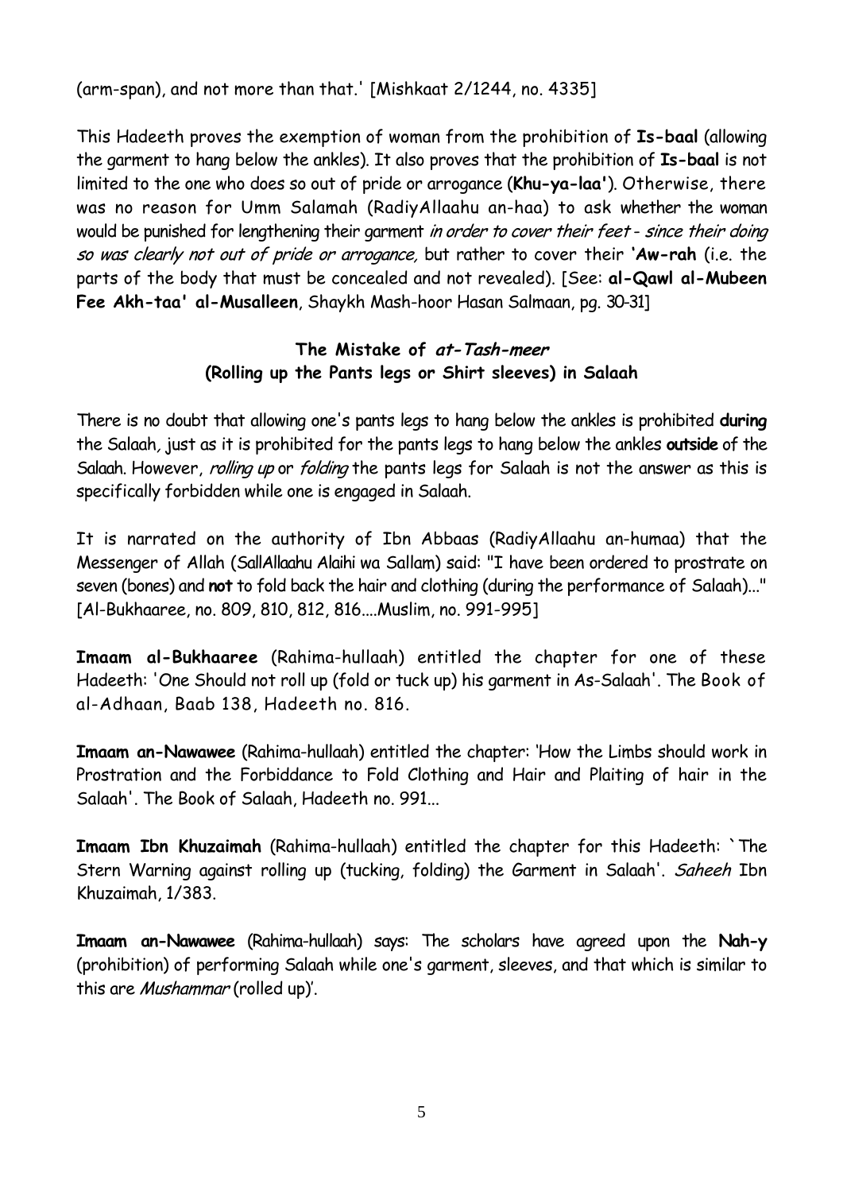(arm-span), and not more than that.' [Mishkaat 2/1244, no. 4335]

This Hadeeth proves the exemption of woman from the prohibition of **Is-baal** (allowing the garment to hang below the ankles). It also proves that the prohibition of **Is-baal** is not limited to the one who does so out of pride or arrogance (**Khu-ya-laa'**). Otherwise, there was no reason for Umm Salamah (RadiyAllaahu an-haa) to ask whether the woman would be punished for lengthening their garment *in order to cover their feet - since their doing so was clearly not out of pride or arrogance,* but rather to cover their **'Aw-rah** (i.e. the parts of the body that must be concealed and not revealed). [See: **al-Qawl al-Mubeen Fee Akh-taa' al-Musalleen**, Shaykh Mash-hoor Hasan Salmaan, pg. 30-31]

### The Mistake of *at-Tash-meer* (Rolling up the Pants legs or Shirt sleeves) in Salaah

There is no doubt that allowing one's pants legs to hang below the ankles is prohibited **during** the Salaah, just as it is prohibited for the pants legs to hang below the ankles **outside** of the Salaah. However, *rolling up* or *folding* the pants legs for Salaah is not the answer as this is specifically forbidden while one is engaged in Salaah.

It is narrated on the authority of Ibn Abbaas (RadiyAllaahu an-humaa) that the Messenger of Allah (SallAllaahu Alaihi wa Sallam) said: "I have been ordered to prostrate on seven (bones) and **not** to fold back the hair and clothing (during the performance of Salaah)..." [Al-Bukhaaree, no. 809, 810, 812, 816....Muslim, no. 991-995]

**Imaam al-Bukhaaree** (Rahima-hullaah) entitled the chapter for one of these Hadeeth: 'One Should not roll up (fold or tuck up) his garment in As-Salaah'. The Book of al-Adhaan, Baab 138, Hadeeth no. 816.

**Imaam an-Nawawee** (Rahima-hullaah) entitled the chapter: 'How the Limbs should work in Prostration and the Forbiddance to Fold Clothing and Hair and Plaiting of hair in the Salaah'. The Book of Salaah, Hadeeth no. 991...

**Imaam Ibn Khuzaimah** (Rahima-hullaah) entitled the chapter for this Hadeeth: `The Stern Warning against rolling up (tucking, folding) the Garment in Salaah'. *Saheeh* Ibn Khuzaimah, 1/383.

**Imaam an-Nawawee** (Rahima-hullaah) says: The scholars have agreed upon the **Nah-y** (prohibition) of performing Salaah while one's garment, sleeves, and that which is similar to this are *Mushammar* (rolled up)'.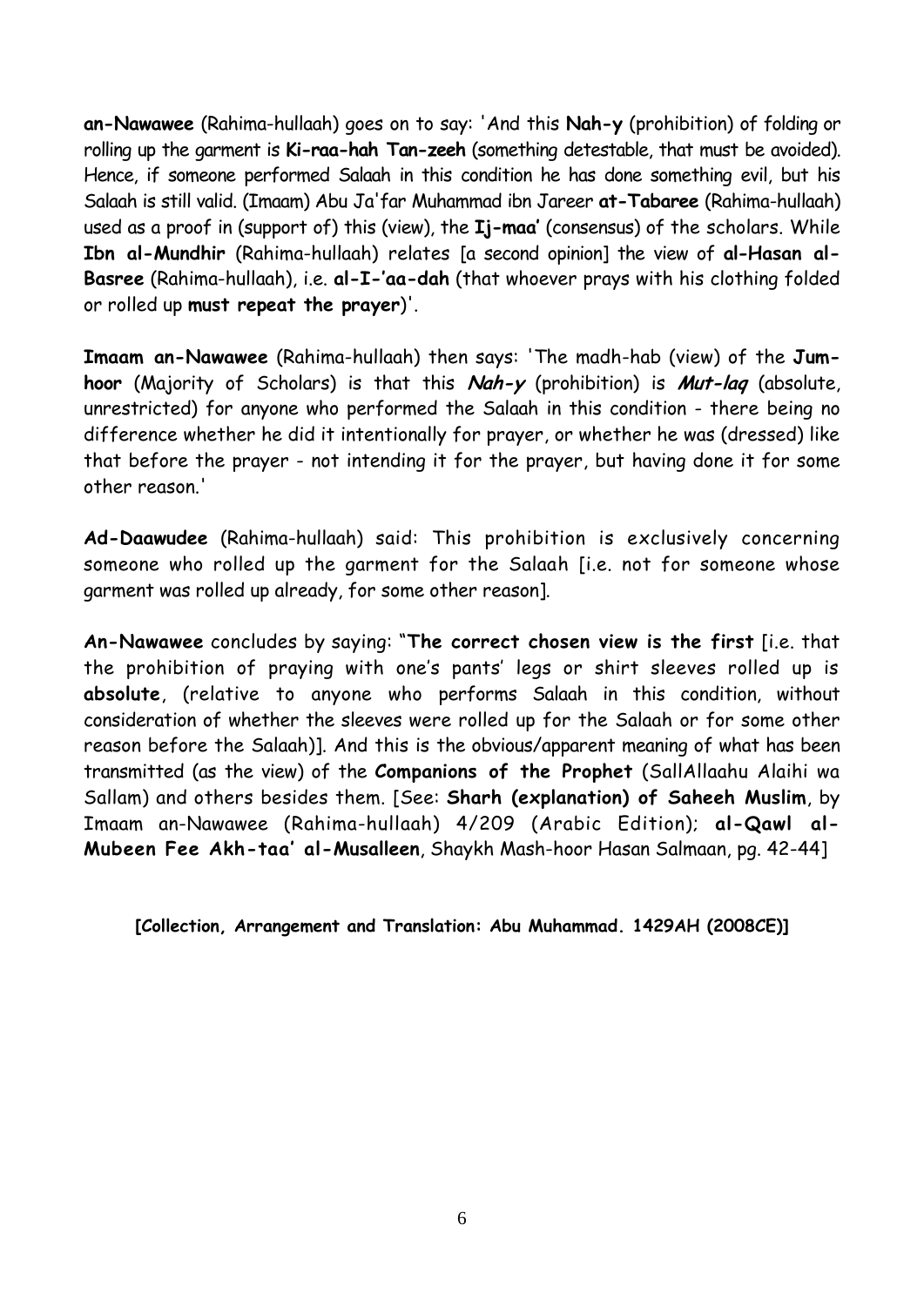**an-Nawawee** (Rahima-hullaah) goes on to say: 'And this **Nah-y** (prohibition) of folding or rolling up the garment is **Ki-raa-hah Tan-zeeh** (something detestable, that must be avoided). Hence, if someone performed Salaah in this condition he has done something evil, but his Salaah is still valid. (Imaam) Abu Ja'far Muhammad ibn Jareer **at-Tabaree** (Rahima-hullaah) used as a proof in (support of) this (view), the **Ij-maa'** (consensus) of the scholars. While **Ibn al-Mundhir** (Rahima-hullaah) relates [a second opinion] the view of **al-Hasan al-Basree** (Rahima-hullaah), i.e. **al-I-'aa-dah** (that whoever prays with his clothing folded or rolled up **must repeat the prayer**)'.

**Imaam an-Nawawee** (Rahima-hullaah) then says: 'The madh-hab (view) of the **Jum-hoor** (Majority of Scholars) is that this ***Nah-y*** (prohibition) is ***Mut-laq*** (absolute, unrestricted) for anyone who performed the Salaah in this condition - there being no difference whether he did it intentionally for prayer, or whether he was (dressed) like that before the prayer - not intending it for the prayer, but having done it for some other reason.'

**Ad-Daawudee** (Rahima-hullaah) said: This prohibition is exclusively concerning someone who rolled up the garment for the Salaah [i.e. not for someone whose garment was rolled up already, for some other reason].

**An-Nawawee** concludes by saying: "**The correct chosen view is the first** [i.e. that the prohibition of praying with one's pants' legs or shirt sleeves rolled up is **absolute**, (relative to anyone who performs Salaah in this condition, without consideration of whether the sleeves were rolled up for the Salaah or for some other reason before the Salaah)]. And this is the obvious/apparent meaning of what has been transmitted (as the view) of the **Companions of the Prophet** (SallAllaahu Alaihi wa Sallam) and others besides them. [See: **Sharh (explanation) of Saheeh Muslim**, by Imaam an-Nawawee (Rahima-hullaah) 4/209 (Arabic Edition); **al-Qawl al-Mubeen Fee Akh-taa' al-Musalleen**, Shaykh Mash-hoor Hasan Salmaan, pg. 42-44]

**[Collection, Arrangement and Translation: Abu Muhammad. 1429AH (2008CE)]**